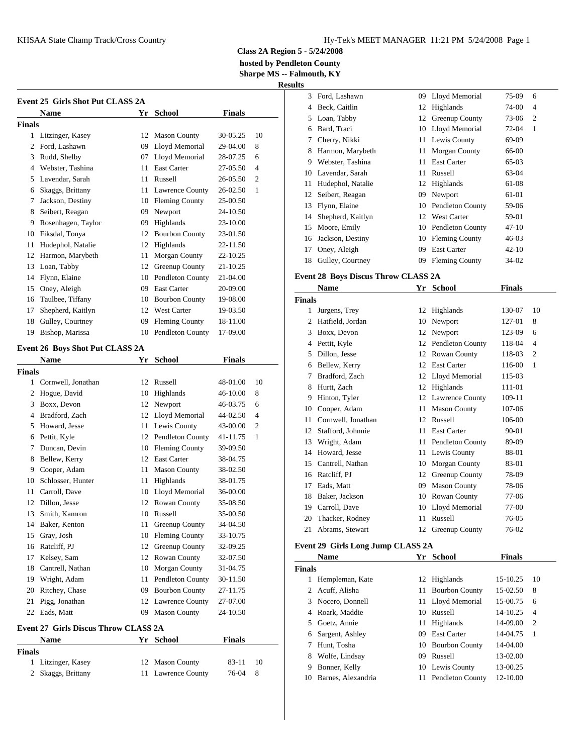**Class 2A Region 5 - 5/24/2008**
**hosted by Pendleton County**
**Sharpe MS -- Falmouth, KY**
**Results**

### Event 25 Girls Shot Put CLASS 2A

| | Name | Yr | School | Finals | |
|---|---|---|---|---|---|
| **Finals** | | | | | |
| 1 | Litzinger, Kasey | 12 | Mason County | 30-05.25 | 10 |
| 2 | Ford, Lashawn | 09 | Lloyd Memorial | 29-04.00 | 8 |
| 3 | Rudd, Shelby | 07 | Lloyd Memorial | 28-07.25 | 6 |
| 4 | Webster, Tashina | 11 | East Carter | 27-05.50 | 4 |
| 5 | Lavendar, Sarah | 11 | Russell | 26-05.50 | 2 |
| 6 | Skaggs, Brittany | 11 | Lawrence County | 26-02.50 | 1 |
| 7 | Jackson, Destiny | 10 | Fleming County | 25-00.50 | |
| 8 | Seibert, Reagan | 09 | Newport | 24-10.50 | |
| 9 | Rosenhagen, Taylor | 09 | Highlands | 23-10.00 | |
| 10 | Fiksdal, Tonya | 12 | Bourbon County | 23-01.50 | |
| 11 | Hudephol, Natalie | 12 | Highlands | 22-11.50 | |
| 12 | Harmon, Marybeth | 11 | Morgan County | 22-10.25 | |
| 13 | Loan, Tabby | 12 | Greenup County | 21-10.25 | |
| 14 | Flynn, Elaine | 10 | Pendleton County | 21-04.00 | |
| 15 | Oney, Aleigh | 09 | East Carter | 20-09.00 | |
| 16 | Taulbee, Tiffany | 10 | Bourbon County | 19-08.00 | |
| 17 | Shepherd, Kaitlyn | 12 | West Carter | 19-03.50 | |
| 18 | Gulley, Courtney | 09 | Fleming County | 18-11.00 | |
| 19 | Bishop, Marissa | 10 | Pendleton County | 17-09.00 | |

### Event 26 Boys Shot Put CLASS 2A

| | Name | Yr | School | Finals | |
|---|---|---|---|---|---|
| **Finals** | | | | | |
| 1 | Cornwell, Jonathan | 12 | Russell | 48-01.00 | 10 |
| 2 | Hogue, David | 10 | Highlands | 46-10.00 | 8 |
| 3 | Boxx, Devon | 12 | Newport | 46-03.75 | 6 |
| 4 | Bradford, Zach | 12 | Lloyd Memorial | 44-02.50 | 4 |
| 5 | Howard, Jesse | 11 | Lewis County | 43-00.00 | 2 |
| 6 | Pettit, Kyle | 12 | Pendleton County | 41-11.75 | 1 |
| 7 | Duncan, Devin | 10 | Fleming County | 39-09.50 | |
| 8 | Bellew, Kerry | 12 | East Carter | 38-04.75 | |
| 9 | Cooper, Adam | 11 | Mason County | 38-02.50 | |
| 10 | Schlosser, Hunter | 11 | Highlands | 38-01.75 | |
| 11 | Carroll, Dave | 10 | Lloyd Memorial | 36-00.00 | |
| 12 | Dillon, Jesse | 12 | Rowan County | 35-08.50 | |
| 13 | Smith, Kamron | 10 | Russell | 35-00.50 | |
| 14 | Baker, Kenton | 11 | Greenup County | 34-04.50 | |
| 15 | Gray, Josh | 10 | Fleming County | 33-10.75 | |
| 16 | Ratcliff, PJ | 12 | Greenup County | 32-09.25 | |
| 17 | Kelsey, Sam | 12 | Rowan County | 32-07.50 | |
| 18 | Cantrell, Nathan | 10 | Morgan County | 31-04.75 | |
| 19 | Wright, Adam | 11 | Pendleton County | 30-11.50 | |
| 20 | Ritchey, Chase | 09 | Bourbon County | 27-11.75 | |
| 21 | Pigg, Jonathan | 12 | Lawrence County | 27-07.00 | |
| 22 | Eads, Matt | 09 | Mason County | 24-10.50 | |

### Event 27 Girls Discus Throw CLASS 2A

| | Name | Yr | School | Finals | |
|---|---|---|---|---|---|
| **Finals** | | | | | |
| 1 | Litzinger, Kasey | 12 | Mason County | 83-11 | 10 |
| 2 | Skaggs, Brittany | 11 | Lawrence County | 76-04 | 8 |
| 3 | Ford, Lashawn | 09 | Lloyd Memorial | 75-09 | 6 |
| 4 | Beck, Caitlin | 12 | Highlands | 74-00 | 4 |
| 5 | Loan, Tabby | 12 | Greenup County | 73-06 | 2 |
| 6 | Bard, Traci | 10 | Lloyd Memorial | 72-04 | 1 |
| 7 | Cherry, Nikki | 11 | Lewis County | 69-09 | |
| 8 | Harmon, Marybeth | 11 | Morgan County | 66-00 | |
| 9 | Webster, Tashina | 11 | East Carter | 65-03 | |
| 10 | Lavendar, Sarah | 11 | Russell | 63-04 | |
| 11 | Hudephol, Natalie | 12 | Highlands | 61-08 | |
| 12 | Seibert, Reagan | 09 | Newport | 61-01 | |
| 13 | Flynn, Elaine | 10 | Pendleton County | 59-06 | |
| 14 | Shepherd, Kaitlyn | 12 | West Carter | 59-01 | |
| 15 | Moore, Emily | 10 | Pendleton County | 47-10 | |
| 16 | Jackson, Destiny | 10 | Fleming County | 46-03 | |
| 17 | Oney, Aleigh | 09 | East Carter | 42-10 | |
| 18 | Gulley, Courtney | 09 | Fleming County | 34-02 | |

### Event 28 Boys Discus Throw CLASS 2A

| | Name | Yr | School | Finals | |
|---|---|---|---|---|---|
| **Finals** | | | | | |
| 1 | Jurgens, Trey | 12 | Highlands | 130-07 | 10 |
| 2 | Hatfield, Jordan | 10 | Newport | 127-01 | 8 |
| 3 | Boxx, Devon | 12 | Newport | 123-09 | 6 |
| 4 | Pettit, Kyle | 12 | Pendleton County | 118-04 | 4 |
| 5 | Dillon, Jesse | 12 | Rowan County | 118-03 | 2 |
| 6 | Bellew, Kerry | 12 | East Carter | 116-00 | 1 |
| 7 | Bradford, Zach | 12 | Lloyd Memorial | 115-03 | |
| 8 | Hurtt, Zach | 12 | Highlands | 111-01 | |
| 9 | Hinton, Tyler | 12 | Lawrence County | 109-11 | |
| 10 | Cooper, Adam | 11 | Mason County | 107-06 | |
| 11 | Cornwell, Jonathan | 12 | Russell | 106-00 | |
| 12 | Stafford, Johnnie | 11 | East Carter | 90-01 | |
| 13 | Wright, Adam | 11 | Pendleton County | 89-09 | |
| 14 | Howard, Jesse | 11 | Lewis County | 88-01 | |
| 15 | Cantrell, Nathan | 10 | Morgan County | 83-01 | |
| 16 | Ratcliff, PJ | 12 | Greenup County | 78-09 | |
| 17 | Eads, Matt | 09 | Mason County | 78-06 | |
| 18 | Baker, Jackson | 10 | Rowan County | 77-06 | |
| 19 | Carroll, Dave | 10 | Lloyd Memorial | 77-00 | |
| 20 | Thacker, Rodney | 11 | Russell | 76-05 | |
| 21 | Abrams, Stewart | 12 | Greenup County | 76-02 | |

### Event 29 Girls Long Jump CLASS 2A

| | Name | Yr | School | Finals | |
|---|---|---|---|---|---|
| **Finals** | | | | | |
| 1 | Hempleman, Kate | 12 | Highlands | 15-10.25 | 10 |
| 2 | Acuff, Alisha | 11 | Bourbon County | 15-02.50 | 8 |
| 3 | Nocero, Donnell | 11 | Lloyd Memorial | 15-00.75 | 6 |
| 4 | Roark, Maddie | 10 | Russell | 14-10.25 | 4 |
| 5 | Goetz, Annie | 11 | Highlands | 14-09.00 | 2 |
| 6 | Sargent, Ashley | 09 | East Carter | 14-04.75 | 1 |
| 7 | Hunt, Tosha | 10 | Bourbon County | 14-04.00 | |
| 8 | Wolfe, Lindsay | 09 | Russell | 13-02.00 | |
| 9 | Bonner, Kelly | 10 | Lewis County | 13-00.25 | |
| 10 | Barnes, Alexandria | 11 | Pendleton County | 12-10.00 | |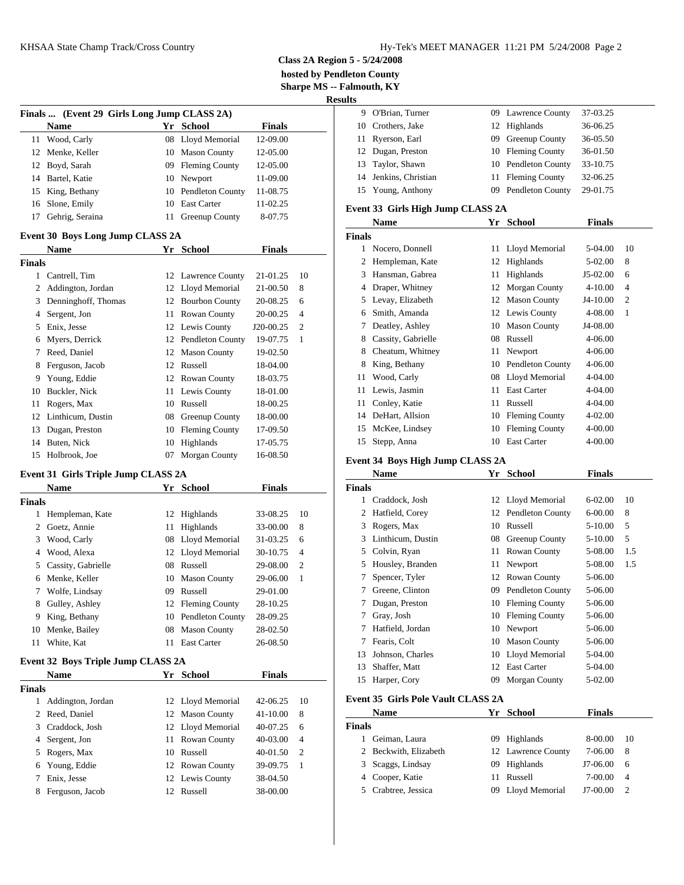**Class 2A Region 5 - 5/24/2008**
**hosted by Pendleton County**
**Sharpe MS -- Falmouth, KY**
**Results**

### Finals ... (Event 29 Girls Long Jump CLASS 2A)

| | Name | Yr | School | Finals | |
|---|---|---|---|---|---|
| 11 | Wood, Carly | 08 | Lloyd Memorial | 12-09.00 | |
| 12 | Menke, Keller | 10 | Mason County | 12-05.00 | |
| 12 | Boyd, Sarah | 09 | Fleming County | 12-05.00 | |
| 14 | Bartel, Katie | 10 | Newport | 11-09.00 | |
| 15 | King, Bethany | 10 | Pendleton County | 11-08.75 | |
| 16 | Slone, Emily | 10 | East Carter | 11-02.25 | |
| 17 | Gehrig, Seraina | 11 | Greenup County | 8-07.75 | |

### Event 30 Boys Long Jump CLASS 2A

| | Name | Yr | School | Finals | |
|---|---|---|---|---|---|
| **Finals** | | | | | |
| 1 | Cantrell, Tim | 12 | Lawrence County | 21-01.25 | 10 |
| 2 | Addington, Jordan | 12 | Lloyd Memorial | 21-00.50 | 8 |
| 3 | Denninghoff, Thomas | 12 | Bourbon County | 20-08.25 | 6 |
| 4 | Sergent, Jon | 11 | Rowan County | 20-00.25 | 4 |
| 5 | Enix, Jesse | 12 | Lewis County | J20-00.25 | 2 |
| 6 | Myers, Derrick | 12 | Pendleton County | 19-07.75 | 1 |
| 7 | Reed, Daniel | 12 | Mason County | 19-02.50 | |
| 8 | Ferguson, Jacob | 12 | Russell | 18-04.00 | |
| 9 | Young, Eddie | 12 | Rowan County | 18-03.75 | |
| 10 | Buckler, Nick | 11 | Lewis County | 18-01.00 | |
| 11 | Rogers, Max | 10 | Russell | 18-00.25 | |
| 12 | Linthicum, Dustin | 08 | Greenup County | 18-00.00 | |
| 13 | Dugan, Preston | 10 | Fleming County | 17-09.50 | |
| 14 | Buten, Nick | 10 | Highlands | 17-05.75 | |
| 15 | Holbrook, Joe | 07 | Morgan County | 16-08.50 | |

### Event 31 Girls Triple Jump CLASS 2A

| | Name | Yr | School | Finals | |
|---|---|---|---|---|---|
| **Finals** | | | | | |
| 1 | Hempleman, Kate | 12 | Highlands | 33-08.25 | 10 |
| 2 | Goetz, Annie | 11 | Highlands | 33-00.00 | 8 |
| 3 | Wood, Carly | 08 | Lloyd Memorial | 31-03.25 | 6 |
| 4 | Wood, Alexa | 12 | Lloyd Memorial | 30-10.75 | 4 |
| 5 | Cassity, Gabrielle | 08 | Russell | 29-08.00 | 2 |
| 6 | Menke, Keller | 10 | Mason County | 29-06.00 | 1 |
| 7 | Wolfe, Lindsay | 09 | Russell | 29-01.00 | |
| 8 | Gulley, Ashley | 12 | Fleming County | 28-10.25 | |
| 9 | King, Bethany | 10 | Pendleton County | 28-09.25 | |
| 10 | Menke, Bailey | 08 | Mason County | 28-02.50 | |
| 11 | White, Kat | 11 | East Carter | 26-08.50 | |

### Event 32 Boys Triple Jump CLASS 2A

| | Name | Yr | School | Finals | |
|---|---|---|---|---|---|
| **Finals** | | | | | |
| 1 | Addington, Jordan | 12 | Lloyd Memorial | 42-06.25 | 10 |
| 2 | Reed, Daniel | 12 | Mason County | 41-10.00 | 8 |
| 3 | Craddock, Josh | 12 | Lloyd Memorial | 40-07.25 | 6 |
| 4 | Sergent, Jon | 11 | Rowan County | 40-03.00 | 4 |
| 5 | Rogers, Max | 10 | Russell | 40-01.50 | 2 |
| 6 | Young, Eddie | 12 | Rowan County | 39-09.75 | 1 |
| 7 | Enix, Jesse | 12 | Lewis County | 38-04.50 | |
| 8 | Ferguson, Jacob | 12 | Russell | 38-00.00 | |
| 9 | O'Brian, Turner | 09 | Lawrence County | 37-03.25 | |
| 10 | Crothers, Jake | 12 | Highlands | 36-06.25 | |
| 11 | Ryerson, Earl | 09 | Greenup County | 36-05.50 | |
| 12 | Dugan, Preston | 10 | Fleming County | 36-01.50 | |
| 13 | Taylor, Shawn | 10 | Pendleton County | 33-10.75 | |
| 14 | Jenkins, Christian | 11 | Fleming County | 32-06.25 | |
| 15 | Young, Anthony | 09 | Pendleton County | 29-01.75 | |

### Event 33 Girls High Jump CLASS 2A

| | Name | Yr | School | Finals | |
|---|---|---|---|---|---|
| **Finals** | | | | | |
| 1 | Nocero, Donnell | 11 | Lloyd Memorial | 5-04.00 | 10 |
| 2 | Hempleman, Kate | 12 | Highlands | 5-02.00 | 8 |
| 3 | Hansman, Gabrea | 11 | Highlands | J5-02.00 | 6 |
| 4 | Draper, Whitney | 12 | Morgan County | 4-10.00 | 4 |
| 5 | Levay, Elizabeth | 12 | Mason County | J4-10.00 | 2 |
| 6 | Smith, Amanda | 12 | Lewis County | 4-08.00 | 1 |
| 7 | Deatley, Ashley | 10 | Mason County | J4-08.00 | |
| 8 | Cassity, Gabrielle | 08 | Russell | 4-06.00 | |
| 8 | Cheatum, Whitney | 11 | Newport | 4-06.00 | |
| 8 | King, Bethany | 10 | Pendleton County | 4-06.00 | |
| 11 | Wood, Carly | 08 | Lloyd Memorial | 4-04.00 | |
| 11 | Lewis, Jasmin | 11 | East Carter | 4-04.00 | |
| 11 | Conley, Katie | 11 | Russell | 4-04.00 | |
| 14 | DeHart, Allsion | 10 | Fleming County | 4-02.00 | |
| 15 | McKee, Lindsey | 10 | Fleming County | 4-00.00 | |
| 15 | Stepp, Anna | 10 | East Carter | 4-00.00 | |

### Event 34 Boys High Jump CLASS 2A

| | Name | Yr | School | Finals | |
|---|---|---|---|---|---|
| **Finals** | | | | | |
| 1 | Craddock, Josh | 12 | Lloyd Memorial | 6-02.00 | 10 |
| 2 | Hatfield, Corey | 12 | Pendleton County | 6-00.00 | 8 |
| 3 | Rogers, Max | 10 | Russell | 5-10.00 | 5 |
| 3 | Linthicum, Dustin | 08 | Greenup County | 5-10.00 | 5 |
| 5 | Colvin, Ryan | 11 | Rowan County | 5-08.00 | 1.5 |
| 5 | Housley, Branden | 11 | Newport | 5-08.00 | 1.5 |
| 7 | Spencer, Tyler | 12 | Rowan County | 5-06.00 | |
| 7 | Greene, Clinton | 09 | Pendleton County | 5-06.00 | |
| 7 | Dugan, Preston | 10 | Fleming County | 5-06.00 | |
| 7 | Gray, Josh | 10 | Fleming County | 5-06.00 | |
| 7 | Hatfield, Jordan | 10 | Newport | 5-06.00 | |
| 7 | Fearis, Colt | 10 | Mason County | 5-06.00 | |
| 13 | Johnson, Charles | 10 | Lloyd Memorial | 5-04.00 | |
| 13 | Shaffer, Matt | 12 | East Carter | 5-04.00 | |
| 15 | Harper, Cory | 09 | Morgan County | 5-02.00 | |

### Event 35 Girls Pole Vault CLASS 2A

| | Name | Yr | School | Finals | |
|---|---|---|---|---|---|
| **Finals** | | | | | |
| 1 | Geiman, Laura | 09 | Highlands | 8-00.00 | 10 |
| 2 | Beckwith, Elizabeth | 12 | Lawrence County | 7-06.00 | 8 |
| 3 | Scaggs, Lindsay | 09 | Highlands | J7-06.00 | 6 |
| 4 | Cooper, Katie | 11 | Russell | 7-00.00 | 4 |
| 5 | Crabtree, Jessica | 09 | Lloyd Memorial | J7-00.00 | 2 |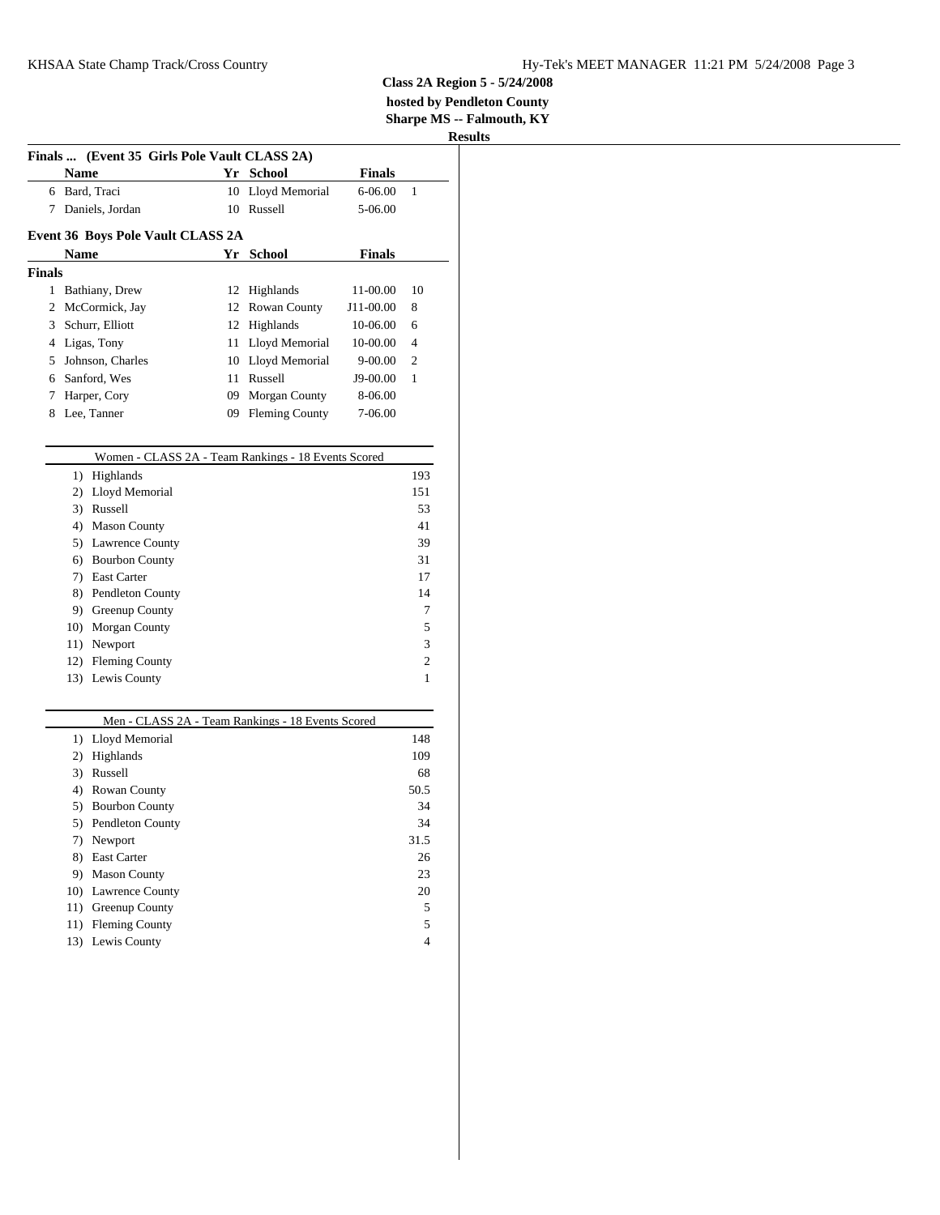**Class 2A Region 5 - 5/24/2008**
**hosted by Pendleton County**
**Sharpe MS -- Falmouth, KY**
**Results**

### Finals ... (Event 35 Girls Pole Vault CLASS 2A)

| | Name | Yr | School | Finals | |
|---|---|---|---|---|---|
| 6 | Bard, Traci | 10 | Lloyd Memorial | 6-06.00 | 1 |
| 7 | Daniels, Jordan | 10 | Russell | 5-06.00 | |

### Event 36 Boys Pole Vault CLASS 2A

**Finals**

| | Name | Yr | School | Finals | |
|---|---|---|---|---|---|
| 1 | Bathiany, Drew | 12 | Highlands | 11-00.00 | 10 |
| 2 | McCormick, Jay | 12 | Rowan County | J11-00.00 | 8 |
| 3 | Schurr, Elliott | 12 | Highlands | 10-06.00 | 6 |
| 4 | Ligas, Tony | 11 | Lloyd Memorial | 10-00.00 | 4 |
| 5 | Johnson, Charles | 10 | Lloyd Memorial | 9-00.00 | 2 |
| 6 | Sanford, Wes | 11 | Russell | J9-00.00 | 1 |
| 7 | Harper, Cory | 09 | Morgan County | 8-06.00 | |
| 8 | Lee, Tanner | 09 | Fleming County | 7-06.00 | |

### Women - CLASS 2A - Team Rankings - 18 Events Scored

| | Team | Points |
|---|---|---|
| 1) | Highlands | 193 |
| 2) | Lloyd Memorial | 151 |
| 3) | Russell | 53 |
| 4) | Mason County | 41 |
| 5) | Lawrence County | 39 |
| 6) | Bourbon County | 31 |
| 7) | East Carter | 17 |
| 8) | Pendleton County | 14 |
| 9) | Greenup County | 7 |
| 10) | Morgan County | 5 |
| 11) | Newport | 3 |
| 12) | Fleming County | 2 |
| 13) | Lewis County | 1 |

### Men - CLASS 2A - Team Rankings - 18 Events Scored

| | Team | Points |
|---|---|---|
| 1) | Lloyd Memorial | 148 |
| 2) | Highlands | 109 |
| 3) | Russell | 68 |
| 4) | Rowan County | 50.5 |
| 5) | Bourbon County | 34 |
| 5) | Pendleton County | 34 |
| 7) | Newport | 31.5 |
| 8) | East Carter | 26 |
| 9) | Mason County | 23 |
| 10) | Lawrence County | 20 |
| 11) | Greenup County | 5 |
| 11) | Fleming County | 5 |
| 13) | Lewis County | 4 |